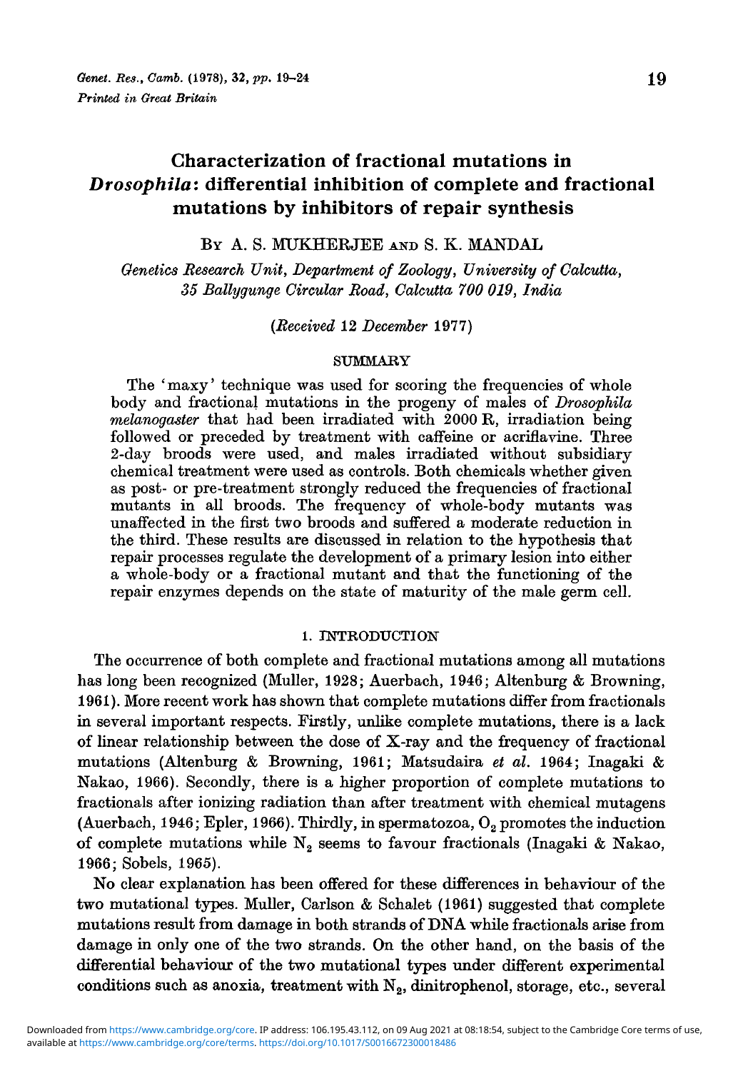# Characterization of fractional mutations in *Drosophila*: differential inhibition of complete and fractional mutations by inhibitors of repair synthesis

By A. S. MUKHERJEE and S. K. MANDAL

*Genetics Research Unit, Department of Zoology, University of Calcutta, 35 Ballygunge Circular Road, Calcutta 700 019, India*

*(Received 12 December 1977)*

## SUMMARY

The 'maxy' technique was used for scoring the frequencies of whole body and fractional mutations in the progeny of males of *Drosophila melanogaster* that had been irradiated with 2000 R, irradiation being followed or preceded by treatment with caffeine or acriflavine. Three 2-day broods were used, and males irradiated without subsidiary chemical treatment were used as controls. Both chemicals whether given as post- or pre-treatment strongly reduced the frequencies of fractional mutants in all broods. The frequency of whole-body mutants was unaffected in the first two broods and suffered a moderate reduction in the third. These results are discussed in relation to the hypothesis that repair processes regulate the development of a primary lesion into either a whole-body or a fractional mutant and that the functioning of the repair enzymes depends on the state of maturity of the male germ cell.

## 1. INTRODUCTION

The occurrence of both complete and fractional mutations among all mutations has long been recognized (Muller, 1928; Auerbach, 1946; Altenburg & Browning, 1961). More recent work has shown that complete mutations differ from fractionals in several important respects. Firstly, unlike complete mutations, there is a lack of linear relationship between the dose of X-ray and the frequency of fractional mutations (Altenburg & Browning, 1961; Matsudaira *et al.* 1964; Inagaki & Nakao, 1966). Secondly, there is a higher proportion of complete mutations to fractionals after ionizing radiation than after treatment with chemical mutagens (Auerbach, 1946; Epler, 1966). Thirdly, in spermatozoa, $O_2$ promotes the induction of complete mutations while $N_2$ seems to favour fractionals (Inagaki & Nakao, 1966; Sobels, 1965).

No clear explanation has been offered for these differences in behaviour of the two mutational types. Muller, Carlson & Schalet (1961) suggested that complete mutations result from damage in both strands of DNA while fractionals arise from damage in only one of the two strands. On the other hand, on the basis of the differential behaviour of the two mutational types under different experimental conditions such as anoxia, treatment with $N_2$, dinitrophenol, storage, etc., several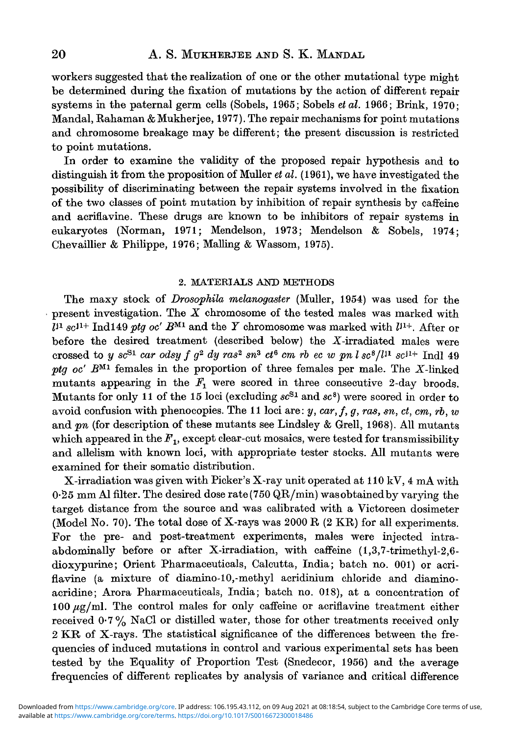workers suggested that the realization of one or the other mutational type might be determined during the fixation of mutations by the action of different repair systems in the paternal germ cells (Sobels, 1965; Sobels *et al.* 1966; Brink, 1970; Mandal, Rahaman & Mukherjee, 1977). The repair mechanisms for point mutations and chromosome breakage may be different; the present discussion is restricted to point mutations.

In order to examine the validity of the proposed repair hypothesis and to distinguish it from the proposition of Muller *et al.* (1961), we have investigated the possibility of discriminating between the repair systems involved in the fixation of the two classes of point mutation by inhibition of repair synthesis by caffeine and acriflavine. These drugs are known to be inhibitors of repair systems in eukaryotes (Norman, 1971; Mendelson, 1973; Mendelson & Sobels, 1974; Chevaillier & Philippe, 1976; Malling & Wassom, 1975).

## 2. MATERIALS AND METHODS

The maxy stock of *Drosophila melanogaster* (Muller, 1954) was used for the present investigation. The *X* chromosome of the tested males was marked with $l^{J1}$ $sc^{J1+}$ Ind149 *ptg oc'* $B^{M1}$ and the *Y* chromosome was marked with $l^{J1+}$. After or before the desired treatment (described below) the *X*-irradiated males were crossed to *y* $sc^{S1}$ *car odsy f* $g^2$ *dy* $ras^2$ $sn^3$ $ct^6$ *cm rb ec w pn l* $sc^8/l^{J1}$ $sc^{J1+}$ Indl 49 *ptg oc'* $B^{M1}$ females in the proportion of three females per male. The *X*-linked mutants appearing in the $F_1$ were scored in three consecutive 2-day broods. Mutants for only 11 of the 15 loci (excluding $sc^{S1}$ and $sc^8$) were scored in order to avoid confusion with phenocopies. The 11 loci are: *y*, *car*, *f*, *g*, *ras*, *sn*, *ct*, *cm*, *rb*, *w* and *pn* (for description of these mutants see Lindsley & Grell, 1968). All mutants which appeared in the $F_1$, except clear-cut mosaics, were tested for transmissibility and allelism with known loci, with appropriate tester stocks. All mutants were examined for their somatic distribution.

X-irradiation was given with Picker's X-ray unit operated at 110 kV, 4 mA with 0·25 mm Al filter. The desired dose rate (750 QR/min) was obtained by varying the target distance from the source and was calibrated with a Victoreen dosimeter (Model No. 70). The total dose of X-rays was 2000 R (2 KR) for all experiments. For the pre- and post-treatment experiments, males were injected intra-abdominally before or after X-irradiation, with caffeine (1,3,7-trimethyl-2,6-dioxypurine; Orient Pharmaceuticals, Calcutta, India; batch no. 001) or acriflavine (a mixture of diamino-10,-methyl acridinium chloride and diamino-acridine; Arora Pharmaceuticals, India; batch no. 018), at a concentration of 100 $\mu$g/ml. The control males for only caffeine or acriflavine treatment either received 0·7 % NaCl or distilled water, those for other treatments received only 2 KR of X-rays. The statistical significance of the differences between the frequencies of induced mutations in control and various experimental sets has been tested by the Equality of Proportion Test (Snedecor, 1956) and the average frequencies of different replicates by analysis of variance and critical difference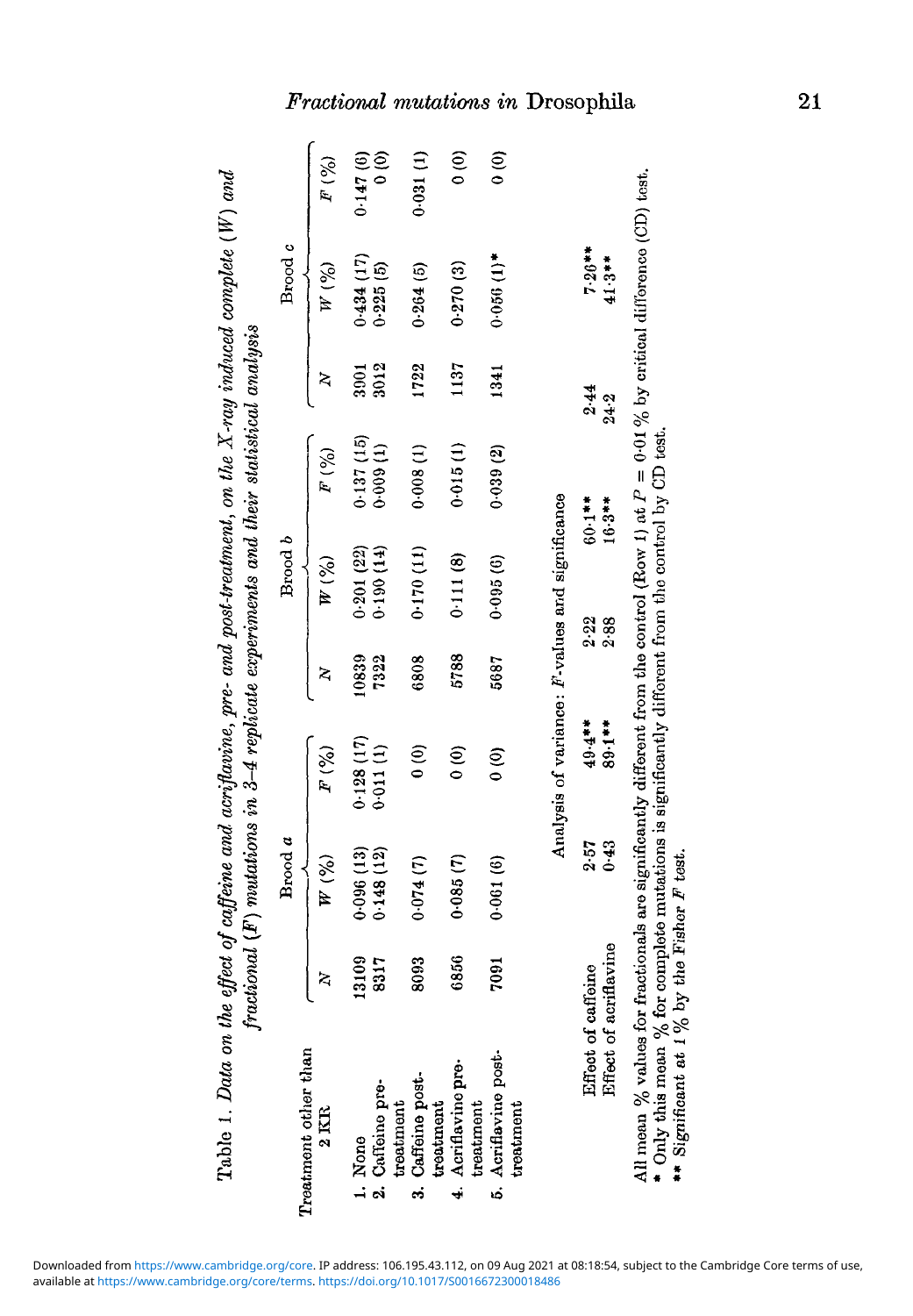Table 1. *Data on the effect of caffeine and acriflavine, pre- and post-treatment, on the X-ray induced complete (W) and fractional (F) mutations in 3–4 replicate experiments and their statistical analysis*

| Treatment other than 2 KR | Brood *a* | | | Brood *b* | | | Brood *c* | | |
|---|---|---|---|---|---|---|---|---|---|
| | *N* | *W* (%) | *F* (%) | *N* | *W* (%) | *F* (%) | *N* | *W* (%) | *F* (%) |
| 1. None | 13109 | 0·096 (13) | 0·128 (17) | 10839 | 0·201 (22) | 0·137 (15) | 3901 | 0·434 (17) | 0·147 (6) |
| 2. Caffeine pre-treatment | 8317 | 0·148 (12) | 0·011 (1) | 7322 | 0·190 (14) | 0·009 (1) | 3012 | 0·225 (5) | 0 (0) |
| 3. Caffeine post-treatment | 8093 | 0·074 (7) | 0 (0) | 6808 | 0·170 (11) | 0·008 (1) | 1722 | 0·264 (5) | 0·031 (1) |
| 4. Acriflavine pre-treatment | 6856 | 0·085 (7) | 0 (0) | 5788 | 0·111 (8) | 0·015 (1) | 1137 | 0·270 (3) | 0 (0) |
| 5. Acriflavine post-treatment | 7091 | 0·061 (6) | 0 (0) | 5687 | 0·095 (6) | 0·039 (2) | 1341 | 0·056 (1)* | 0 (0) |
| | Analysis of variance: *F*-values and significance | | | | | | | | |
| Effect of caffeine | | 2·57 | 49·4** | | 2·22 | 60·1** | | 2·44 | 7·26** |
| Effect of acriflavine | | 0·43 | 89·1** | | 2·88 | 16·3** | | 24·2 | 41·3** |

All mean % values for fractionals are significantly different from the control (Row 1) at $P = 0.01$ % by critical difference (CD) test.
\* Only this mean % for complete mutations is significantly different from the control by CD test.
\*\* Significant at 1 % by the Fisher *F* test.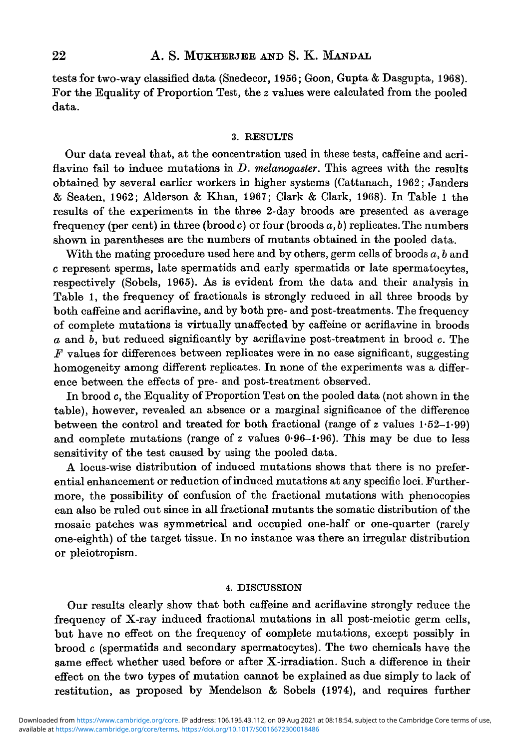tests for two-way classified data (Snedecor, 1956; Goon, Gupta & Dasgupta, 1968). For the Equality of Proportion Test, the $z$ values were calculated from the pooled data.

## 3. RESULTS

Our data reveal that, at the concentration used in these tests, caffeine and acriflavine fail to induce mutations in *D. melanogaster*. This agrees with the results obtained by several earlier workers in higher systems (Cattanach, 1962; Janders & Seaten, 1962; Alderson & Khan, 1967; Clark & Clark, 1968). In Table 1 the results of the experiments in the three 2-day broods are presented as average frequency (per cent) in three (brood $c$) or four (broods $a, b$) replicates. The numbers shown in parentheses are the numbers of mutants obtained in the pooled data.

With the mating procedure used here and by others, germ cells of broods $a$, $b$ and $c$ represent sperms, late spermatids and early spermatids or late spermatocytes, respectively (Sobels, 1965). As is evident from the data and their analysis in Table 1, the frequency of fractionals is strongly reduced in all three broods by both caffeine and acriflavine, and by both pre- and post-treatments. The frequency of complete mutations is virtually unaffected by caffeine or acriflavine in broods $a$ and $b$, but reduced significantly by acriflavine post-treatment in brood $c$. The $F$ values for differences between replicates were in no case significant, suggesting homogeneity among different replicates. In none of the experiments was a difference between the effects of pre- and post-treatment observed.

In brood $c$, the Equality of Proportion Test on the pooled data (not shown in the table), however, revealed an absence or a marginal significance of the difference between the control and treated for both fractional (range of $z$ values 1·52–1·99) and complete mutations (range of $z$ values 0·96–1·96). This may be due to less sensitivity of the test caused by using the pooled data.

A locus-wise distribution of induced mutations shows that there is no preferential enhancement or reduction of induced mutations at any specific loci. Furthermore, the possibility of confusion of the fractional mutations with phenocopies can also be ruled out since in all fractional mutants the somatic distribution of the mosaic patches was symmetrical and occupied one-half or one-quarter (rarely one-eighth) of the target tissue. In no instance was there an irregular distribution or pleiotropism.

## 4. DISCUSSION

Our results clearly show that both caffeine and acriflavine strongly reduce the frequency of X-ray induced fractional mutations in all post-meiotic germ cells, but have no effect on the frequency of complete mutations, except possibly in brood $c$ (spermatids and secondary spermatocytes). The two chemicals have the same effect whether used before or after X-irradiation. Such a difference in their effect on the two types of mutation cannot be explained as due simply to lack of restitution, as proposed by Mendelson & Sobels (1974), and requires further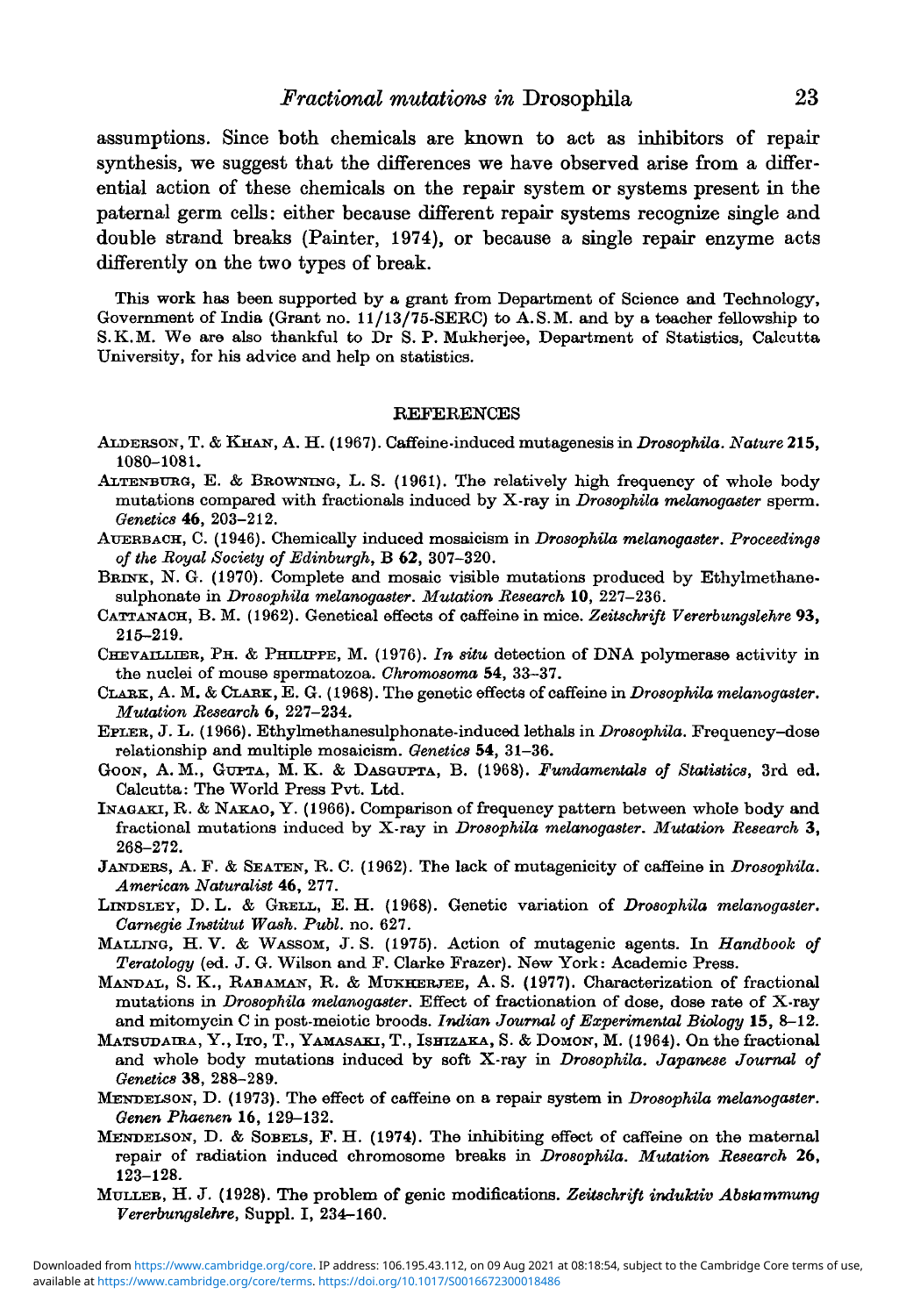assumptions. Since both chemicals are known to act as inhibitors of repair synthesis, we suggest that the differences we have observed arise from a differential action of these chemicals on the repair system or systems present in the paternal germ cells: either because different repair systems recognize single and double strand breaks (Painter, 1974), or because a single repair enzyme acts differently on the two types of break.

This work has been supported by a grant from Department of Science and Technology, Government of India (Grant no. 11/13/75-SERC) to A.S.M. and by a teacher fellowship to S.K.M. We are also thankful to Dr S. P. Mukherjee, Department of Statistics, Calcutta University, for his advice and help on statistics.

## REFERENCES

Alderson, T. & Khan, A. H. (1967). Caffeine-induced mutagenesis in *Drosophila*. *Nature* **215**, 1080–1081.

Altenburg, E. & Browning, L. S. (1961). The relatively high frequency of whole body mutations compared with fractionals induced by X-ray in *Drosophila melanogaster* sperm. *Genetics* **46**, 203–212.

Auerbach, C. (1946). Chemically induced mosaicism in *Drosophila melanogaster*. *Proceedings of the Royal Society of Edinburgh*, B **62**, 307–320.

Brink, N. G. (1970). Complete and mosaic visible mutations produced by Ethylmethanesulphonate in *Drosophila melanogaster*. *Mutation Research* **10**, 227–236.

Cattanach, B. M. (1962). Genetical effects of caffeine in mice. *Zeitschrift Vererbungslehre* **93**, 215–219.

Chevaillier, Ph. & Philippe, M. (1976). *In situ* detection of DNA polymerase activity in the nuclei of mouse spermatozoa. *Chromosoma* **54**, 33–37.

Clark, A. M. & Clark, E. G. (1968). The genetic effects of caffeine in *Drosophila melanogaster*. *Mutation Research* **6**, 227–234.

Epler, J. L. (1966). Ethylmethanesulphonate-induced lethals in *Drosophila*. Frequency–dose relationship and multiple mosaicism. *Genetics* **54**, 31–36.

Goon, A. M., Gupta, M. K. & Dasgupta, B. (1968). *Fundamentals of Statistics*, 3rd ed. Calcutta: The World Press Pvt. Ltd.

Inagaki, R. & Nakao, Y. (1966). Comparison of frequency pattern between whole body and fractional mutations induced by X-ray in *Drosophila melanogaster*. *Mutation Research* **3**, 268–272.

Janders, A. F. & Seaten, R. C. (1962). The lack of mutagenicity of caffeine in *Drosophila*. *American Naturalist* **46**, 277.

Lindsley, D. L. & Grell, E. H. (1968). Genetic variation of *Drosophila melanogaster*. *Carnegie Institut Wash. Publ.* no. 627.

Malling, H. V. & Wassom, J. S. (1975). Action of mutagenic agents. In *Handbook of Teratology* (ed. J. G. Wilson and F. Clarke Frazer). New York: Academic Press.

Mandal, S. K., Rahaman, R. & Mukherjee, A. S. (1977). Characterization of fractional mutations in *Drosophila melanogaster*. Effect of fractionation of dose, dose rate of X-ray and mitomycin C in post-meiotic broods. *Indian Journal of Experimental Biology* **15**, 8–12.

Matsudaira, Y., Ito, T., Yamasaki, T., Ishizaka, S. & Domon, M. (1964). On the fractional and whole body mutations induced by soft X-ray in *Drosophila*. *Japanese Journal of Genetics* **38**, 288–289.

Mendelson, D. (1973). The effect of caffeine on a repair system in *Drosophila melanogaster*. *Genen Phaenen* **16**, 129–132.

Mendelson, D. & Sobels, F. H. (1974). The inhibiting effect of caffeine on the maternal repair of radiation induced chromosome breaks in *Drosophila*. *Mutation Research* **26**, 123–128.

Muller, H. J. (1928). The problem of genic modifications. *Zeitschrift induktiv Abstammung Vererbungslehre*, Suppl. I, 234–160.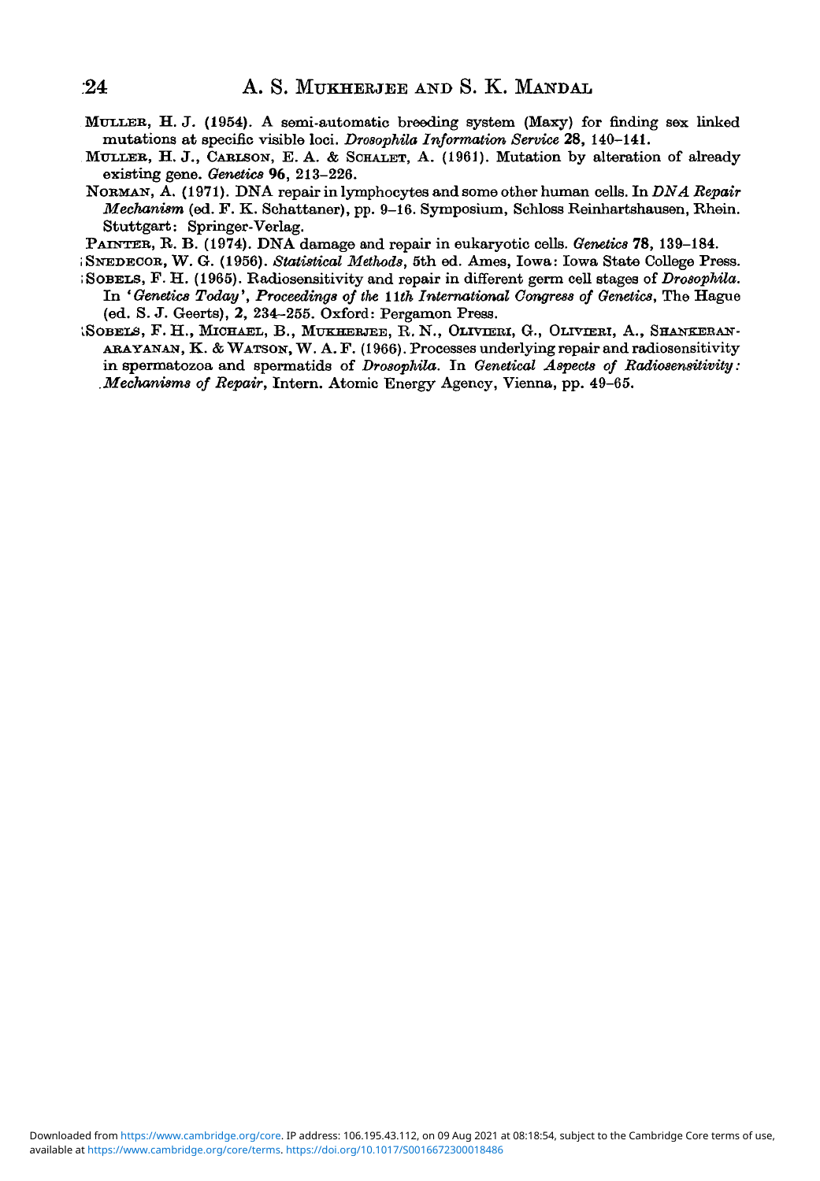Muller, H. J. (1954). A semi-automatic breeding system (Maxy) for finding sex linked mutations at specific visible loci. *Drosophila Information Service* **28**, 140–141.

Muller, H. J., Carlson, E. A. & Schalet, A. (1961). Mutation by alteration of already existing gene. *Genetics* **96**, 213–226.

Norman, A. (1971). DNA repair in lymphocytes and some other human cells. In *DNA Repair Mechanism* (ed. F. K. Schattaner), pp. 9–16. Symposium, Schloss Reinhartshausen, Rhein. Stuttgart: Springer-Verlag.

Painter, R. B. (1974). DNA damage and repair in eukaryotic cells. *Genetics* **78**, 139–184.

Snedecor, W. G. (1956). *Statistical Methods*, 5th ed. Ames, Iowa: Iowa State College Press.

Sobels, F. H. (1965). Radiosensitivity and repair in different germ cell stages of *Drosophila*. In *'Genetics Today', Proceedings of the 11th International Congress of Genetics*, The Hague (ed. S. J. Geerts), **2**, 234–255. Oxford: Pergamon Press.

Sobels, F. H., Michael, B., Mukherjee, R. N., Olivieri, G., Olivieri, A., Shankeranarayanan, K. & Watson, W. A. F. (1966). Processes underlying repair and radiosensitivity in spermatozoa and spermatids of *Drosophila*. In *Genetical Aspects of Radiosensitivity: Mechanisms of Repair*, Intern. Atomic Energy Agency, Vienna, pp. 49–65.